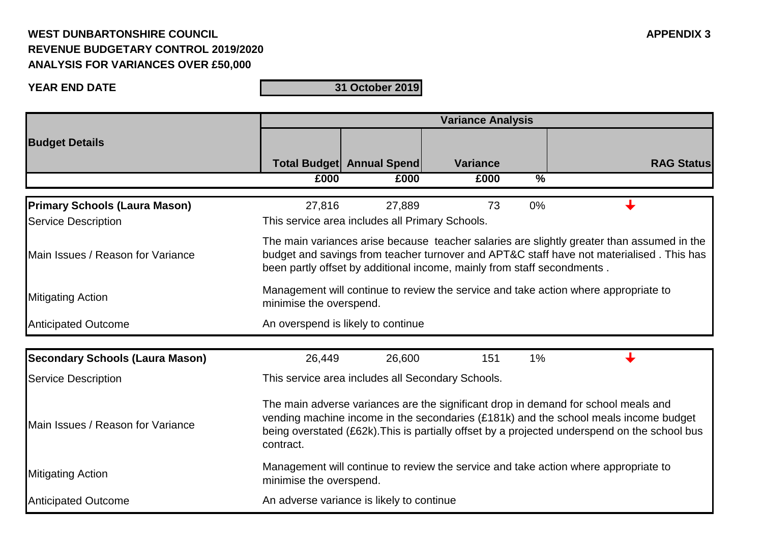**WEST DUNBARTONSHIRE COUNCIL**
**REVENUE BUDGETARY CONTROL 2019/2020**
**ANALYSIS FOR VARIANCES OVER £50,000**

**APPENDIX 3**

**YEAR END DATE** **31 October 2019**

| Budget Details | Total Budget | Annual Spend | Variance | | RAG Status |
|---|---|---|---|---|---|
| | £000 | £000 | £000 | % | |
| **Primary Schools (Laura Mason)** | 27,816 | 27,889 | 73 | 0% | ↓ |
| Service Description | This service area includes all Primary Schools. | | | | |
| Main Issues / Reason for Variance | The main variances arise because teacher salaries are slightly greater than assumed in the budget and savings from teacher turnover and APT&C staff have not materialised . This has been partly offset by additional income, mainly from staff secondments . | | | | |
| Mitigating Action | Management will continue to review the service and take action where appropriate to minimise the overspend. | | | | |
| Anticipated Outcome | An overspend is likely to continue | | | | |
| **Secondary Schools (Laura Mason)** | 26,449 | 26,600 | 151 | 1% | ↓ |
| Service Description | This service area includes all Secondary Schools. | | | | |
| Main Issues / Reason for Variance | The main adverse variances are the significant drop in demand for school meals and vending machine income in the secondaries (£181k) and the school meals income budget being overstated (£62k).This is partially offset by a projected underspend on the school bus contract. | | | | |
| Mitigating Action | Management will continue to review the service and take action where appropriate to minimise the overspend. | | | | |
| Anticipated Outcome | An adverse variance is likely to continue | | | | |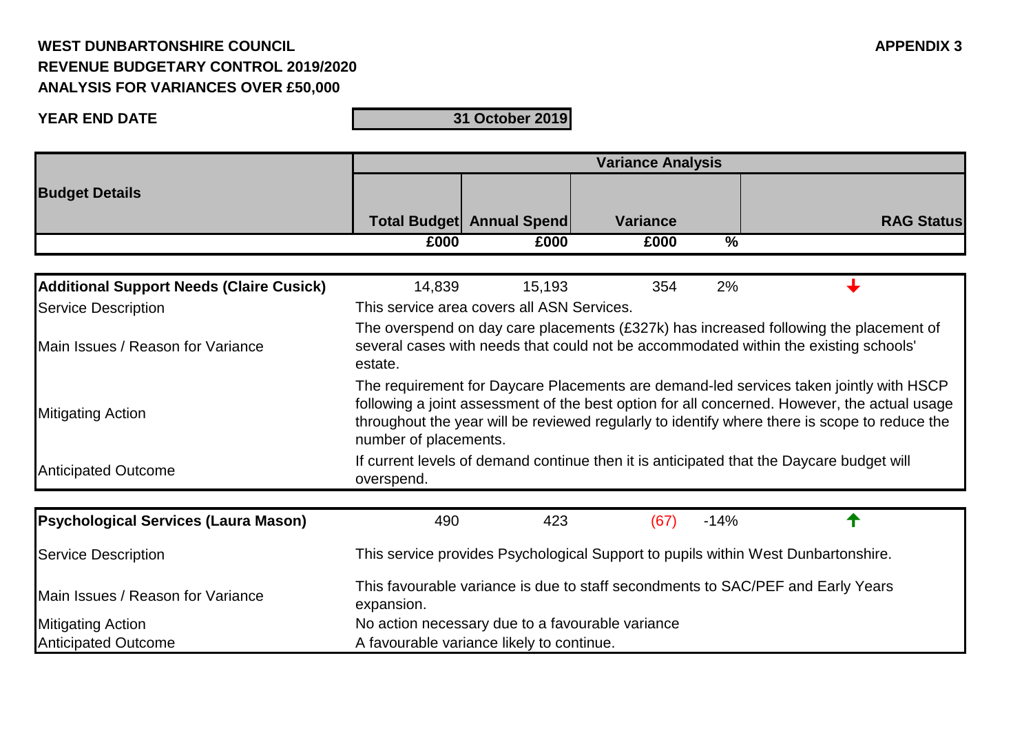**WEST DUNBARTONSHIRE COUNCIL**
**REVENUE BUDGETARY CONTROL 2019/2020**
**ANALYSIS FOR VARIANCES OVER £50,000**

**APPENDIX 3**

**YEAR END DATE** **31 October 2019**

| **Budget Details** | **Variance Analysis** | | | | |
|---|---|---|---|---|---|
| | **Total Budget** | **Annual Spend** | **Variance** | | **RAG Status** |
| | **£000** | **£000** | **£000** | **%** | |
| **Additional Support Needs (Claire Cusick)** | 14,839 | 15,193 | 354 | 2% | ↓ |
| Service Description | This service area covers all ASN Services. | | | | |
| Main Issues / Reason for Variance | The overspend on day care placements (£327k) has increased following the placement of several cases with needs that could not be accommodated within the existing schools' estate. | | | | |
| Mitigating Action | The requirement for Daycare Placements are demand-led services taken jointly with HSCP following a joint assessment of the best option for all concerned. However, the actual usage throughout the year will be reviewed regularly to identify where there is scope to reduce the number of placements. | | | | |
| Anticipated Outcome | If current levels of demand continue then it is anticipated that the Daycare budget will overspend. | | | | |
| **Psychological Services (Laura Mason)** | 490 | 423 | (67) | -14% | ↑ |
| Service Description | This service provides Psychological Support to pupils within West Dunbartonshire. | | | | |
| Main Issues / Reason for Variance | This favourable variance is due to staff secondments to SAC/PEF and Early Years expansion. | | | | |
| Mitigating Action | No action necessary due to a favourable variance | | | | |
| Anticipated Outcome | A favourable variance likely to continue. | | | | |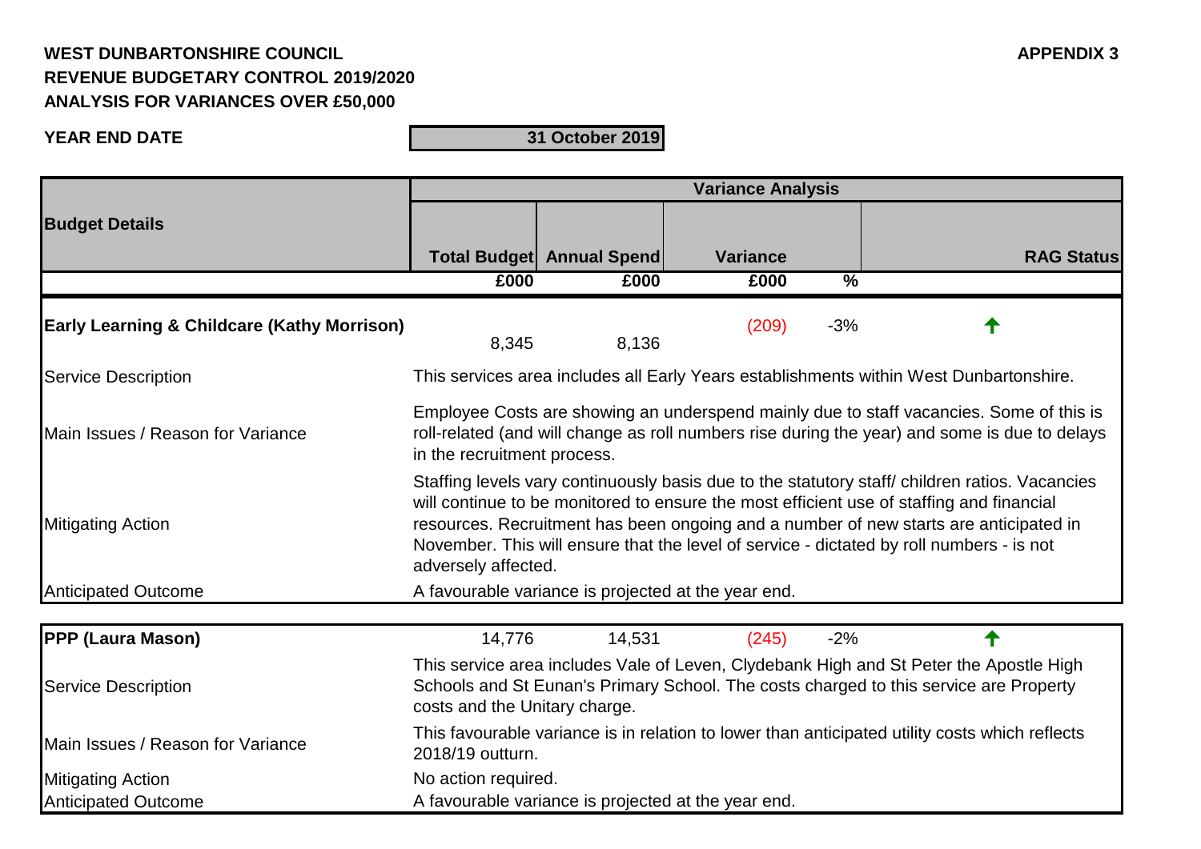**WEST DUNBARTONSHIRE COUNCIL**
**REVENUE BUDGETARY CONTROL 2019/2020**
**ANALYSIS FOR VARIANCES OVER £50,000**

**APPENDIX 3**

**YEAR END DATE** **31 October 2019**

| Budget Details | Variance Analysis | | | | |
|---|---|---|---|---|---|
| | Total Budget | Annual Spend | Variance | | RAG Status |
| | £000 | £000 | £000 | % | |
| **Early Learning & Childcare (Kathy Morrison)** | 8,345 | 8,136 | (209) | -3% | ↑ |
| Service Description | This services area includes all Early Years establishments within West Dunbartonshire. | | | | |
| Main Issues / Reason for Variance | Employee Costs are showing an underspend mainly due to staff vacancies. Some of this is roll-related (and will change as roll numbers rise during the year) and some is due to delays in the recruitment process. | | | | |
| Mitigating Action | Staffing levels vary continuously basis due to the statutory staff/ children ratios. Vacancies will continue to be monitored to ensure the most efficient use of staffing and financial resources. Recruitment has been ongoing and a number of new starts are anticipated in November. This will ensure that the level of service - dictated by roll numbers - is not adversely affected. | | | | |
| Anticipated Outcome | A favourable variance is projected at the year end. | | | | |
| **PPP (Laura Mason)** | 14,776 | 14,531 | (245) | -2% | ↑ |
| Service Description | This service area includes Vale of Leven, Clydebank High and St Peter the Apostle High Schools and St Eunan's Primary School. The costs charged to this service are Property costs and the Unitary charge. | | | | |
| Main Issues / Reason for Variance | This favourable variance is in relation to lower than anticipated utility costs which reflects 2018/19 outturn. | | | | |
| Mitigating Action | No action required. | | | | |
| Anticipated Outcome | A favourable variance is projected at the year end. | | | | |